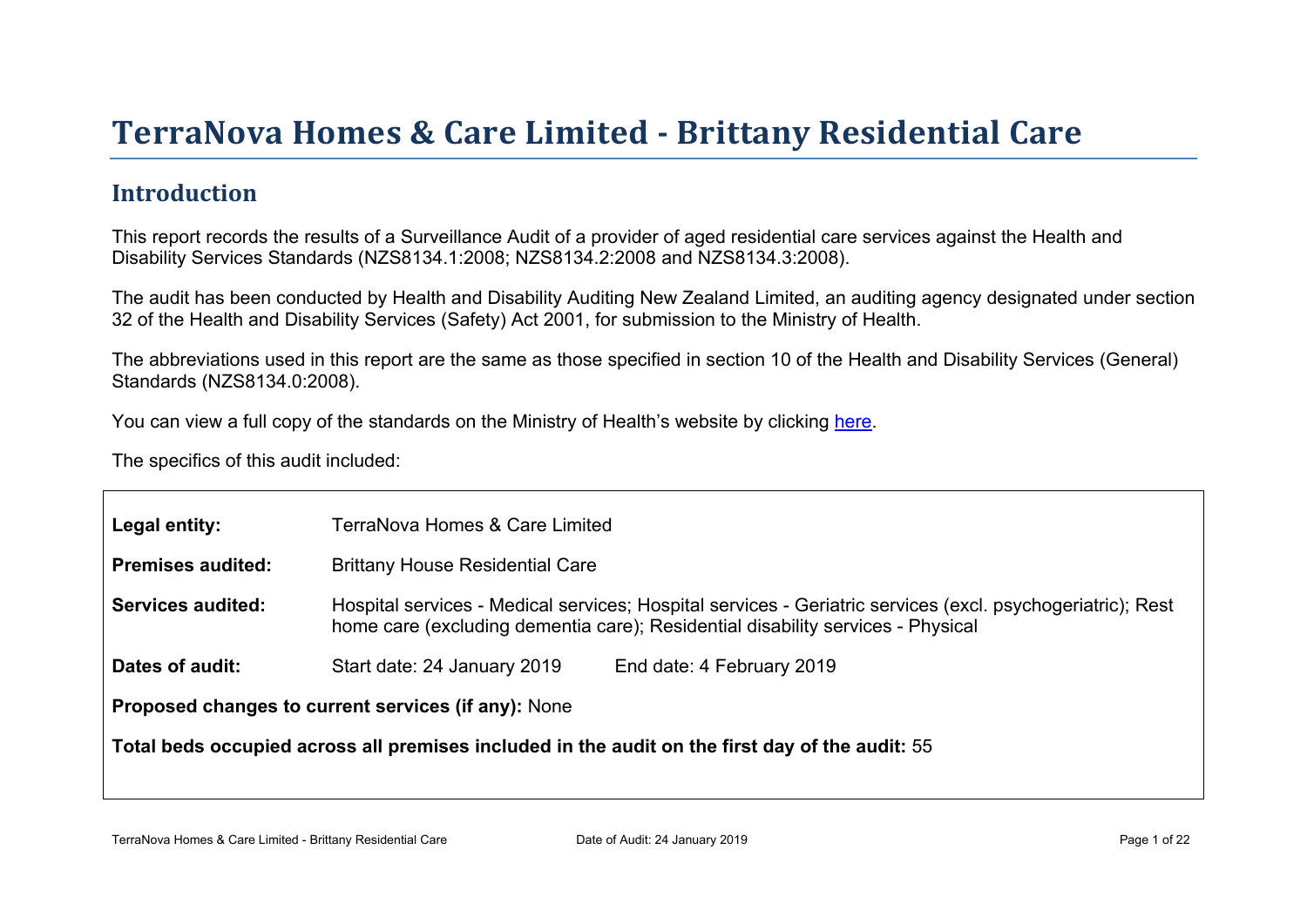# TerraNova Homes & Care Limited - Brittany Residential Care

## Introduction

This report records the results of a Surveillance Audit of a provider of aged residential care services against the Health and Disability Services Standards (NZS8134.1:2008; NZS8134.2:2008 and NZS8134.3:2008).

The audit has been conducted by Health and Disability Auditing New Zealand Limited, an auditing agency designated under section 32 of the Health and Disability Services (Safety) Act 2001, for submission to the Ministry of Health.

The abbreviations used in this report are the same as those specified in section 10 of the Health and Disability Services (General) Standards (NZS8134.0:2008).

You can view a full copy of the standards on the Ministry of Health's website by clicking here.

The specifics of this audit included:

| | | |
|---|---|---|
| **Legal entity:** | TerraNova Homes & Care Limited | |
| **Premises audited:** | Brittany House Residential Care | |
| **Services audited:** | Hospital services - Medical services; Hospital services - Geriatric services (excl. psychogeriatric); Rest home care (excluding dementia care); Residential disability services - Physical | |
| **Dates of audit:** | Start date: 24 January 2019 | End date: 4 February 2019 |

**Proposed changes to current services (if any):** None

**Total beds occupied across all premises included in the audit on the first day of the audit:** 55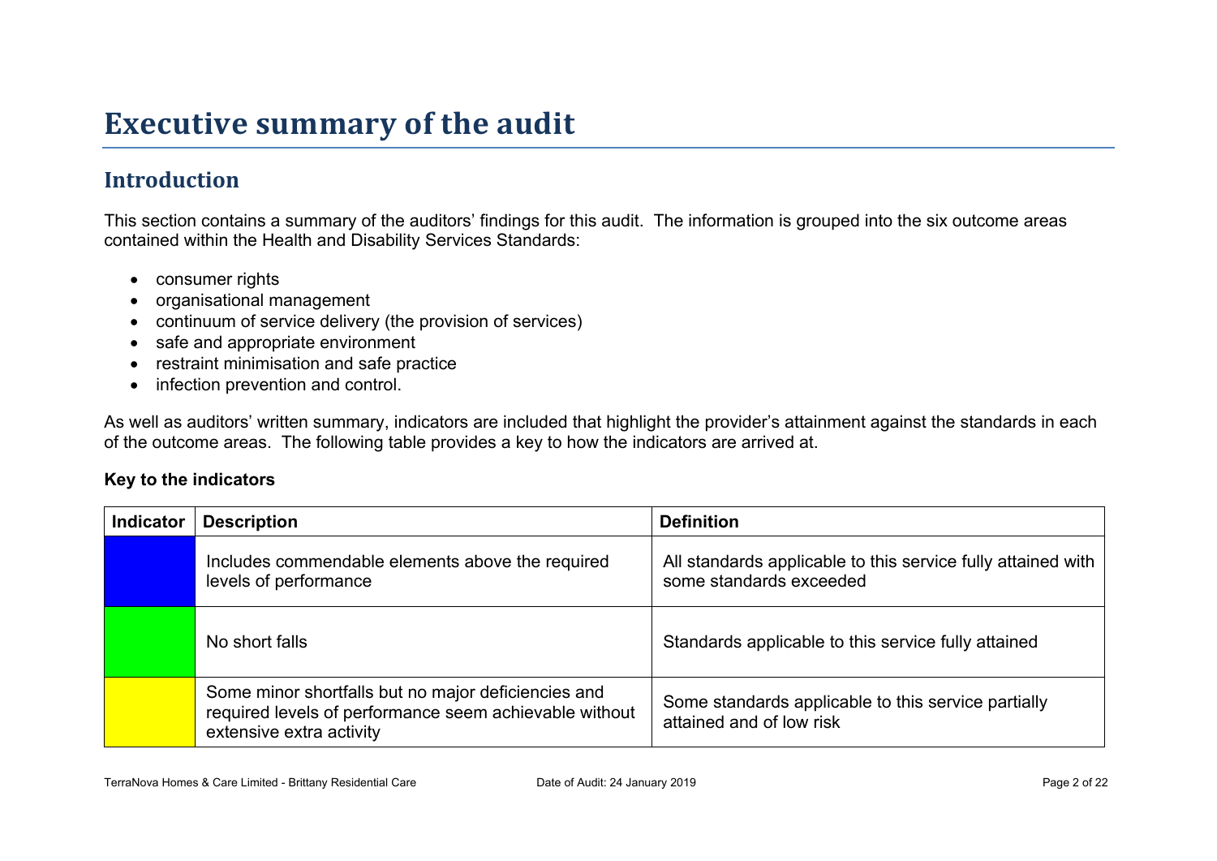# Executive summary of the audit

## Introduction

This section contains a summary of the auditors' findings for this audit. The information is grouped into the six outcome areas contained within the Health and Disability Services Standards:

- consumer rights
- organisational management
- continuum of service delivery (the provision of services)
- safe and appropriate environment
- restraint minimisation and safe practice
- infection prevention and control.

As well as auditors' written summary, indicators are included that highlight the provider's attainment against the standards in each of the outcome areas. The following table provides a key to how the indicators are arrived at.

**Key to the indicators**

| Indicator | Description | Definition |
|---|---|---|
| (Blue) | Includes commendable elements above the required levels of performance | All standards applicable to this service fully attained with some standards exceeded |
| (Green) | No short falls | Standards applicable to this service fully attained |
| (Yellow) | Some minor shortfalls but no major deficiencies and required levels of performance seem achievable without extensive extra activity | Some standards applicable to this service partially attained and of low risk |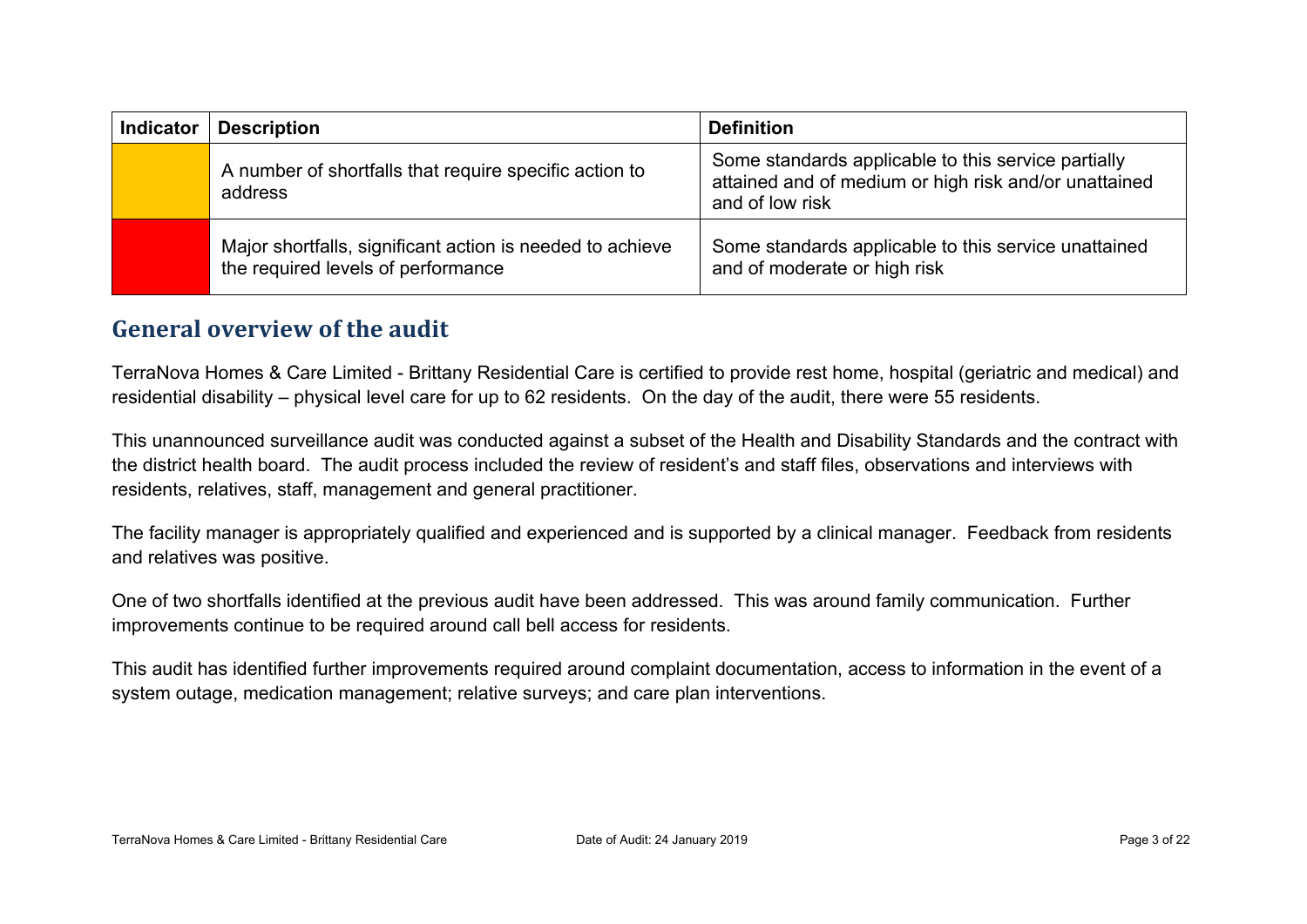| Indicator | Description | Definition |
| --- | --- | --- |
| | A number of shortfalls that require specific action to address | Some standards applicable to this service partially attained and of medium or high risk and/or unattained and of low risk |
| | Major shortfalls, significant action is needed to achieve the required levels of performance | Some standards applicable to this service unattained and of moderate or high risk |

## General overview of the audit

TerraNova Homes & Care Limited - Brittany Residential Care is certified to provide rest home, hospital (geriatric and medical) and residential disability – physical level care for up to 62 residents. On the day of the audit, there were 55 residents.

This unannounced surveillance audit was conducted against a subset of the Health and Disability Standards and the contract with the district health board. The audit process included the review of resident's and staff files, observations and interviews with residents, relatives, staff, management and general practitioner.

The facility manager is appropriately qualified and experienced and is supported by a clinical manager. Feedback from residents and relatives was positive.

One of two shortfalls identified at the previous audit have been addressed. This was around family communication. Further improvements continue to be required around call bell access for residents.

This audit has identified further improvements required around complaint documentation, access to information in the event of a system outage, medication management; relative surveys; and care plan interventions.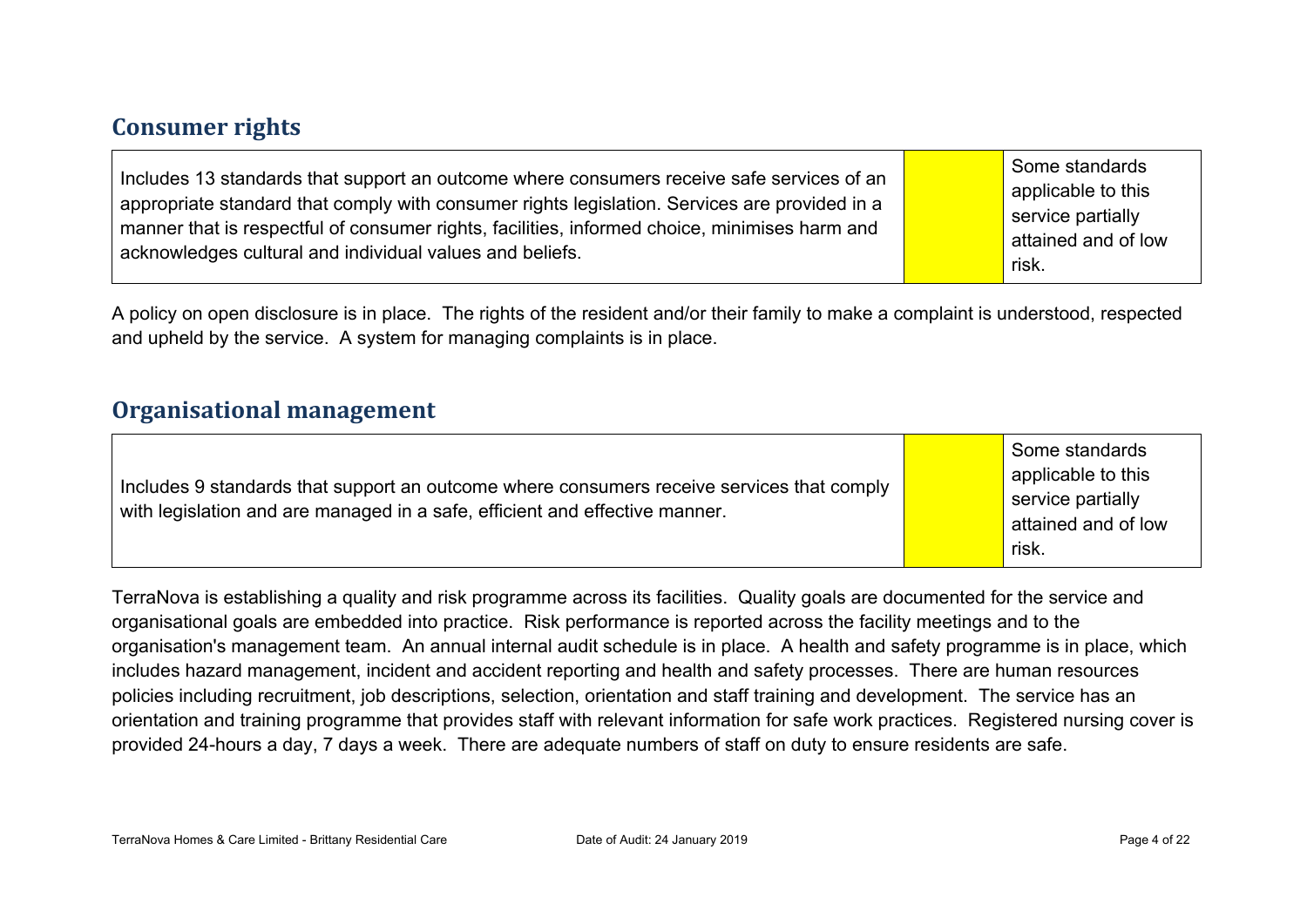## Consumer rights

| Includes 13 standards that support an outcome where consumers receive safe services of an appropriate standard that comply with consumer rights legislation. Services are provided in a manner that is respectful of consumer rights, facilities, informed choice, minimises harm and acknowledges cultural and individual values and beliefs. | | Some standards applicable to this service partially attained and of low risk. |
|---|---|---|

A policy on open disclosure is in place. The rights of the resident and/or their family to make a complaint is understood, respected and upheld by the service. A system for managing complaints is in place.

## Organisational management

| Includes 9 standards that support an outcome where consumers receive services that comply with legislation and are managed in a safe, efficient and effective manner. | | Some standards applicable to this service partially attained and of low risk. |
|---|---|---|

TerraNova is establishing a quality and risk programme across its facilities. Quality goals are documented for the service and organisational goals are embedded into practice. Risk performance is reported across the facility meetings and to the organisation's management team. An annual internal audit schedule is in place. A health and safety programme is in place, which includes hazard management, incident and accident reporting and health and safety processes. There are human resources policies including recruitment, job descriptions, selection, orientation and staff training and development. The service has an orientation and training programme that provides staff with relevant information for safe work practices. Registered nursing cover is provided 24-hours a day, 7 days a week. There are adequate numbers of staff on duty to ensure residents are safe.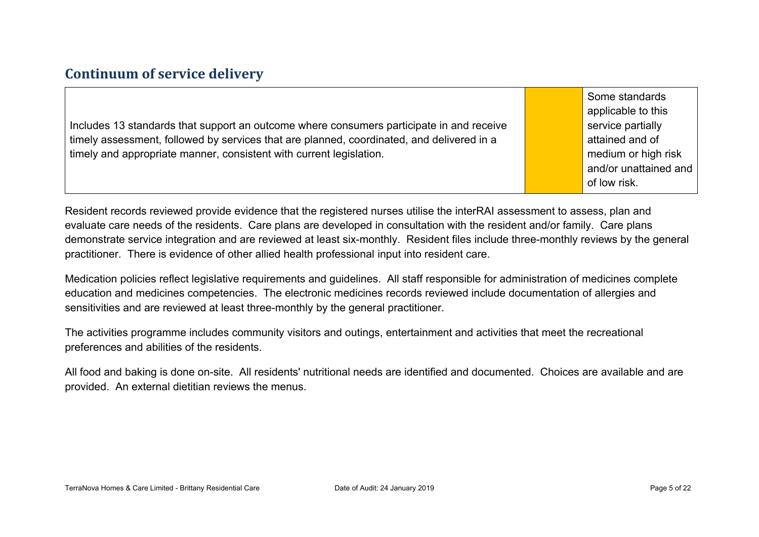## Continuum of service delivery

| Includes 13 standards that support an outcome where consumers participate in and receive timely assessment, followed by services that are planned, coordinated, and delivered in a timely and appropriate manner, consistent with current legislation. | | Some standards applicable to this service partially attained and of medium or high risk and/or unattained and of low risk. |
|---|---|---|

Resident records reviewed provide evidence that the registered nurses utilise the interRAI assessment to assess, plan and evaluate care needs of the residents. Care plans are developed in consultation with the resident and/or family. Care plans demonstrate service integration and are reviewed at least six-monthly. Resident files include three-monthly reviews by the general practitioner. There is evidence of other allied health professional input into resident care.

Medication policies reflect legislative requirements and guidelines. All staff responsible for administration of medicines complete education and medicines competencies. The electronic medicines records reviewed include documentation of allergies and sensitivities and are reviewed at least three-monthly by the general practitioner.

The activities programme includes community visitors and outings, entertainment and activities that meet the recreational preferences and abilities of the residents.

All food and baking is done on-site. All residents' nutritional needs are identified and documented. Choices are available and are provided. An external dietitian reviews the menus.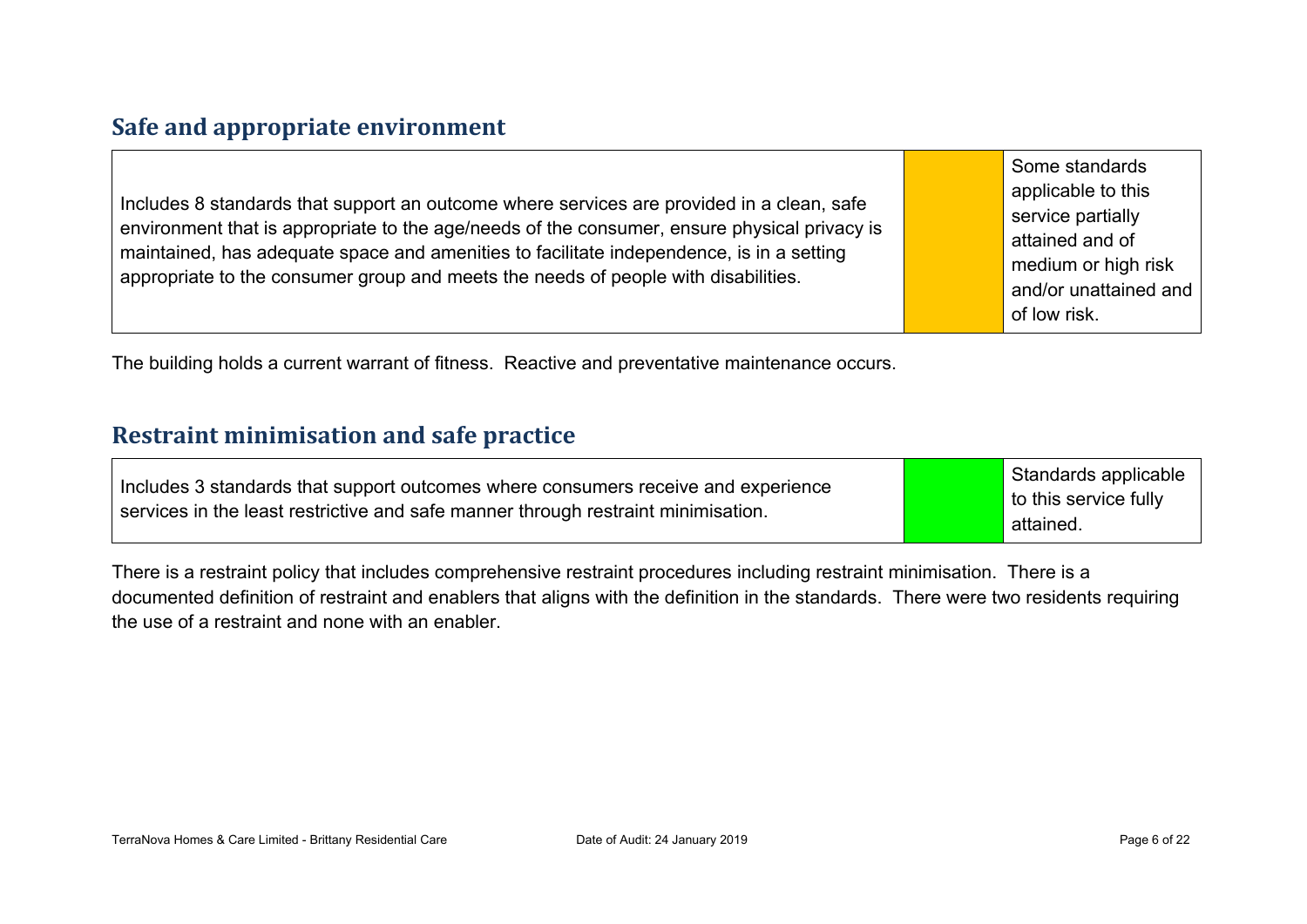## Safe and appropriate environment

| Includes 8 standards that support an outcome where services are provided in a clean, safe environment that is appropriate to the age/needs of the consumer, ensure physical privacy is maintained, has adequate space and amenities to facilitate independence, is in a setting appropriate to the consumer group and meets the needs of people with disabilities. | | Some standards applicable to this service partially attained and of medium or high risk and/or unattained and of low risk. |
|---|---|---|

The building holds a current warrant of fitness. Reactive and preventative maintenance occurs.

## Restraint minimisation and safe practice

| Includes 3 standards that support outcomes where consumers receive and experience services in the least restrictive and safe manner through restraint minimisation. | | Standards applicable to this service fully attained. |
|---|---|---|

There is a restraint policy that includes comprehensive restraint procedures including restraint minimisation. There is a documented definition of restraint and enablers that aligns with the definition in the standards. There were two residents requiring the use of a restraint and none with an enabler.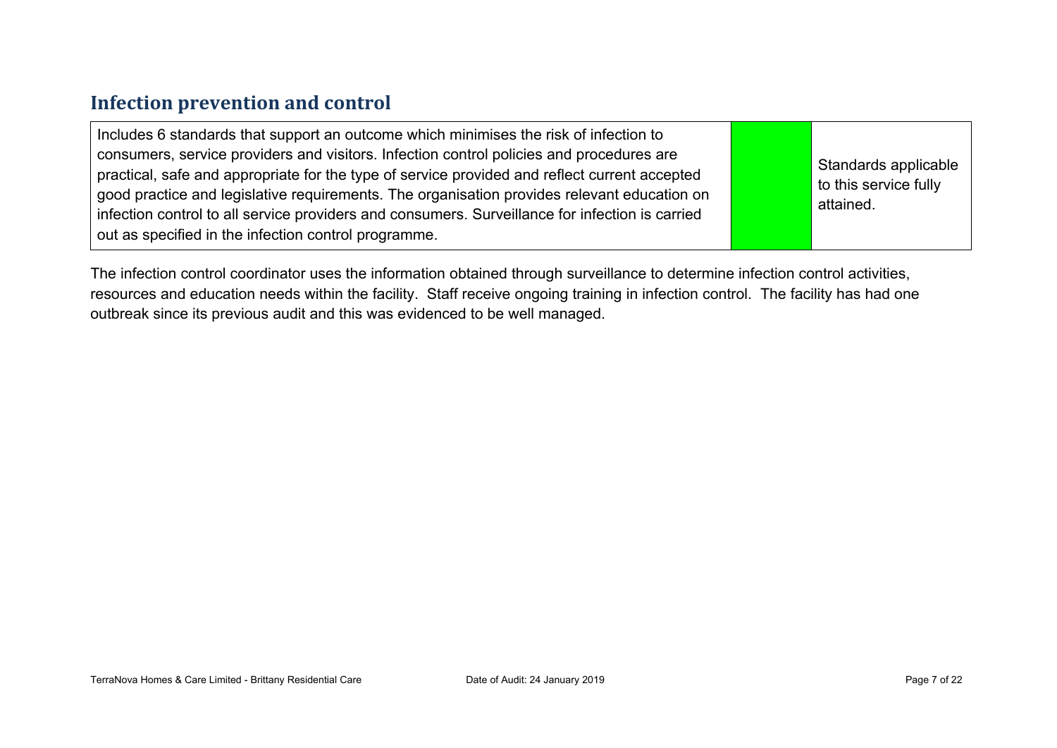## Infection prevention and control

| Includes 6 standards that support an outcome which minimises the risk of infection to consumers, service providers and visitors. Infection control policies and procedures are practical, safe and appropriate for the type of service provided and reflect current accepted good practice and legislative requirements. The organisation provides relevant education on infection control to all service providers and consumers. Surveillance for infection is carried out as specified in the infection control programme. | | Standards applicable to this service fully attained. |
|---|---|---|

The infection control coordinator uses the information obtained through surveillance to determine infection control activities, resources and education needs within the facility. Staff receive ongoing training in infection control. The facility has had one outbreak since its previous audit and this was evidenced to be well managed.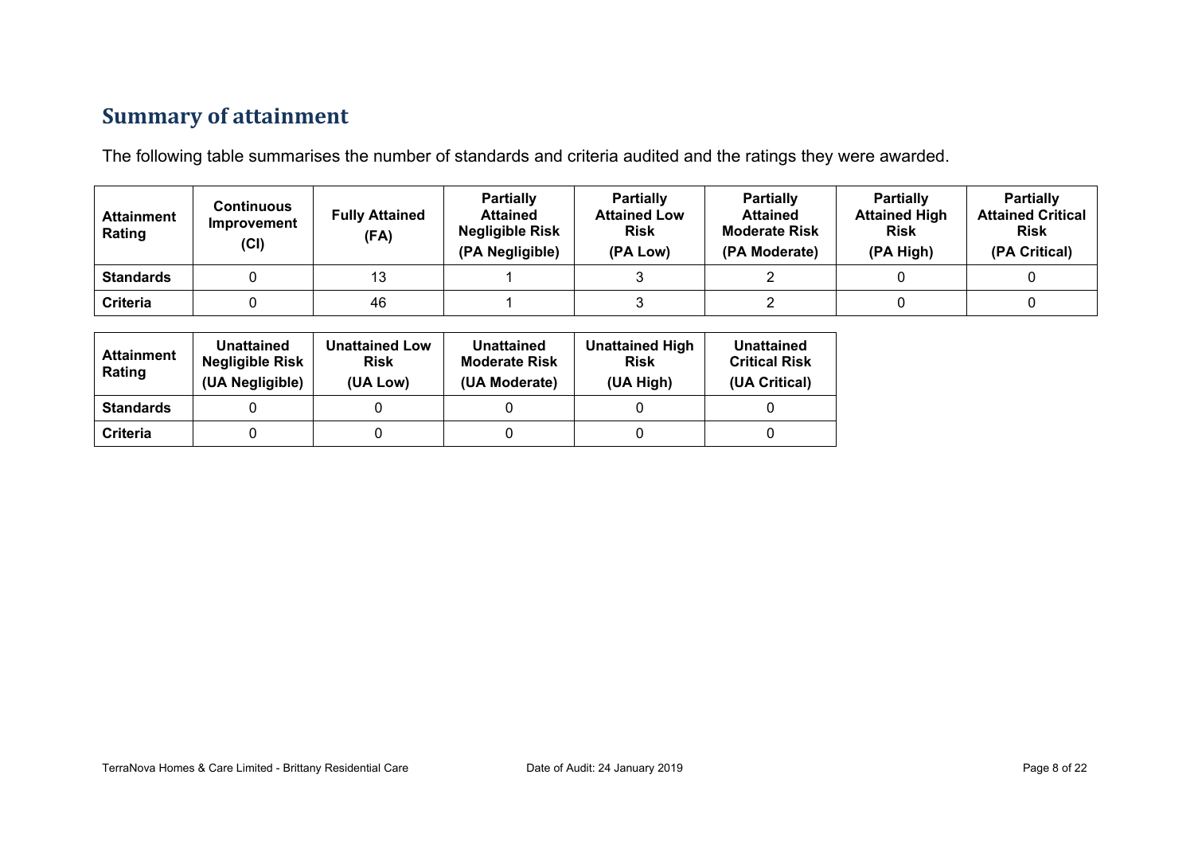## Summary of attainment

The following table summarises the number of standards and criteria audited and the ratings they were awarded.

| Attainment Rating | Continuous Improvement (CI) | Fully Attained (FA) | Partially Attained Negligible Risk (PA Negligible) | Partially Attained Low Risk (PA Low) | Partially Attained Moderate Risk (PA Moderate) | Partially Attained High Risk (PA High) | Partially Attained Critical Risk (PA Critical) |
|---|---|---|---|---|---|---|---|
| **Standards** | 0 | 13 | 1 | 3 | 2 | 0 | 0 |
| **Criteria** | 0 | 46 | 1 | 3 | 2 | 0 | 0 |

| Attainment Rating | Unattained Negligible Risk (UA Negligible) | Unattained Low Risk (UA Low) | Unattained Moderate Risk (UA Moderate) | Unattained High Risk (UA High) | Unattained Critical Risk (UA Critical) |
|---|---|---|---|---|---|
| **Standards** | 0 | 0 | 0 | 0 | 0 |
| **Criteria** | 0 | 0 | 0 | 0 | 0 |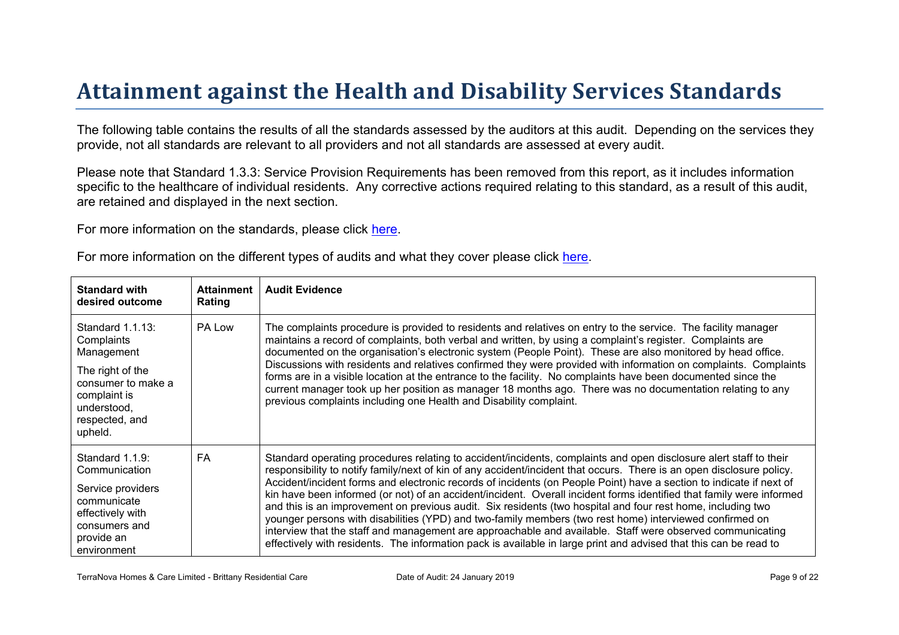# Attainment against the Health and Disability Services Standards

The following table contains the results of all the standards assessed by the auditors at this audit. Depending on the services they provide, not all standards are relevant to all providers and not all standards are assessed at every audit.

Please note that Standard 1.3.3: Service Provision Requirements has been removed from this report, as it includes information specific to the healthcare of individual residents. Any corrective actions required relating to this standard, as a result of this audit, are retained and displayed in the next section.

For more information on the standards, please click here.

For more information on the different types of audits and what they cover please click here.

| Standard with desired outcome | Attainment Rating | Audit Evidence |
|---|---|---|
| Standard 1.1.13: Complaints Management<br><br>The right of the consumer to make a complaint is understood, respected, and upheld. | PA Low | The complaints procedure is provided to residents and relatives on entry to the service. The facility manager maintains a record of complaints, both verbal and written, by using a complaint's register. Complaints are documented on the organisation's electronic system (People Point). These are also monitored by head office. Discussions with residents and relatives confirmed they were provided with information on complaints. Complaints forms are in a visible location at the entrance to the facility. No complaints have been documented since the current manager took up her position as manager 18 months ago. There was no documentation relating to any previous complaints including one Health and Disability complaint. |
| Standard 1.1.9: Communication<br><br>Service providers communicate effectively with consumers and provide an environment | FA | Standard operating procedures relating to accident/incidents, complaints and open disclosure alert staff to their responsibility to notify family/next of kin of any accident/incident that occurs. There is an open disclosure policy. Accident/incident forms and electronic records of incidents (on People Point) have a section to indicate if next of kin have been informed (or not) of an accident/incident. Overall incident forms identified that family were informed and this is an improvement on previous audit. Six residents (two hospital and four rest home, including two younger persons with disabilities (YPD) and two-family members (two rest home) interviewed confirmed on interview that the staff and management are approachable and available. Staff were observed communicating effectively with residents. The information pack is available in large print and advised that this can be read to |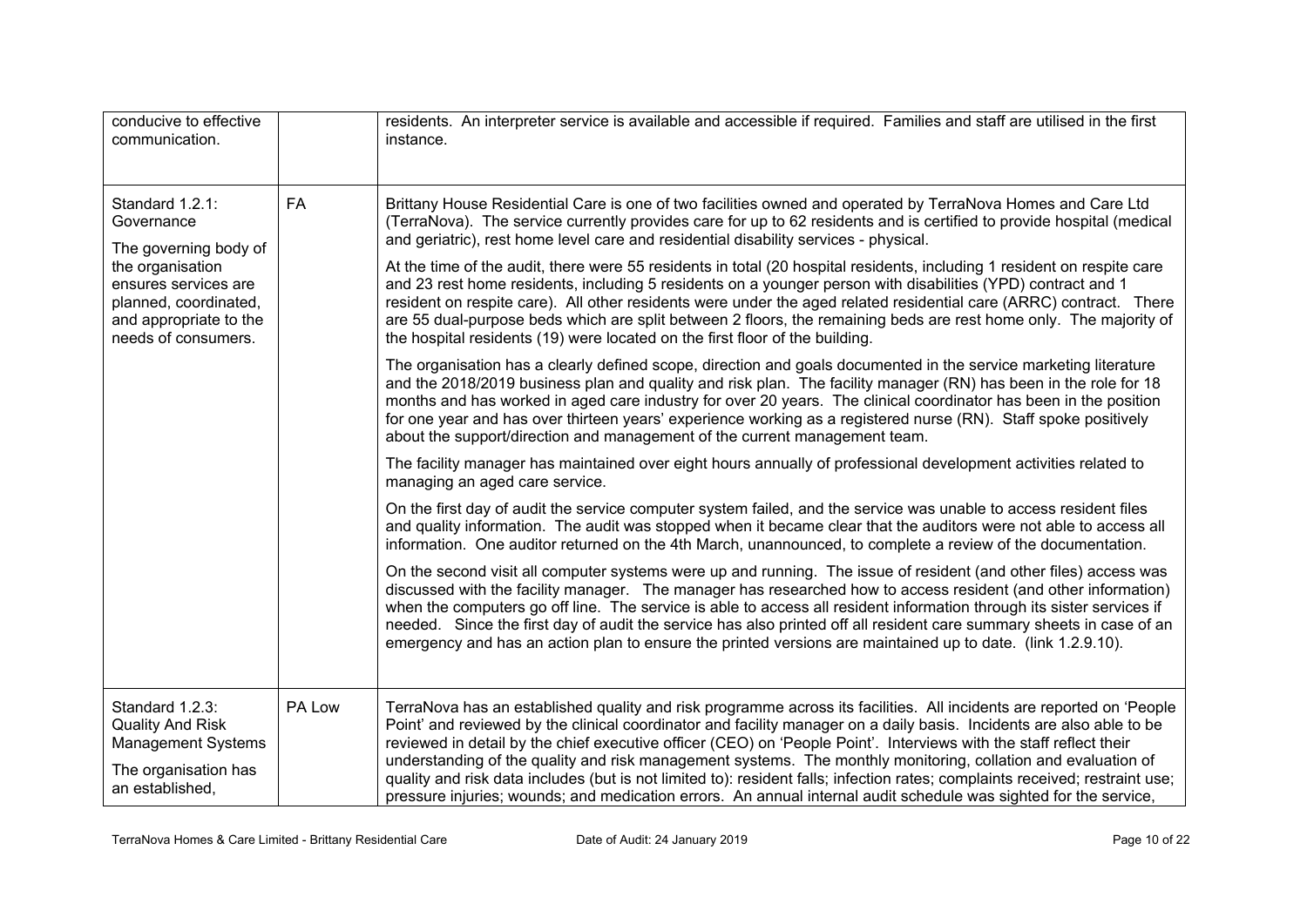| | | |
|---|---|---|
| conducive to effective communication. | | residents. An interpreter service is available and accessible if required. Families and staff are utilised in the first instance. |
| Standard 1.2.1: Governance<br><br>The governing body of the organisation ensures services are planned, coordinated, and appropriate to the needs of consumers. | FA | Brittany House Residential Care is one of two facilities owned and operated by TerraNova Homes and Care Ltd (TerraNova). The service currently provides care for up to 62 residents and is certified to provide hospital (medical and geriatric), rest home level care and residential disability services - physical.<br><br>At the time of the audit, there were 55 residents in total (20 hospital residents, including 1 resident on respite care and 23 rest home residents, including 5 residents on a younger person with disabilities (YPD) contract and 1 resident on respite care). All other residents were under the aged related residential care (ARRC) contract. There are 55 dual-purpose beds which are split between 2 floors, the remaining beds are rest home only. The majority of the hospital residents (19) were located on the first floor of the building.<br><br>The organisation has a clearly defined scope, direction and goals documented in the service marketing literature and the 2018/2019 business plan and quality and risk plan. The facility manager (RN) has been in the role for 18 months and has worked in aged care industry for over 20 years. The clinical coordinator has been in the position for one year and has over thirteen years' experience working as a registered nurse (RN). Staff spoke positively about the support/direction and management of the current management team.<br><br>The facility manager has maintained over eight hours annually of professional development activities related to managing an aged care service.<br><br>On the first day of audit the service computer system failed, and the service was unable to access resident files and quality information. The audit was stopped when it became clear that the auditors were not able to access all information. One auditor returned on the 4th March, unannounced, to complete a review of the documentation.<br><br>On the second visit all computer systems were up and running. The issue of resident (and other files) access was discussed with the facility manager. The manager has researched how to access resident (and other information) when the computers go off line. The service is able to access all resident information through its sister services if needed. Since the first day of audit the service has also printed off all resident care summary sheets in case of an emergency and has an action plan to ensure the printed versions are maintained up to date. (link 1.2.9.10). |
| Standard 1.2.3: Quality And Risk Management Systems<br><br>The organisation has an established, | PA Low | TerraNova has an established quality and risk programme across its facilities. All incidents are reported on 'People Point' and reviewed by the clinical coordinator and facility manager on a daily basis. Incidents are also able to be reviewed in detail by the chief executive officer (CEO) on 'People Point'. Interviews with the staff reflect their understanding of the quality and risk management systems. The monthly monitoring, collation and evaluation of quality and risk data includes (but is not limited to): resident falls; infection rates; complaints received; restraint use; pressure injuries; wounds; and medication errors. An annual internal audit schedule was sighted for the service, |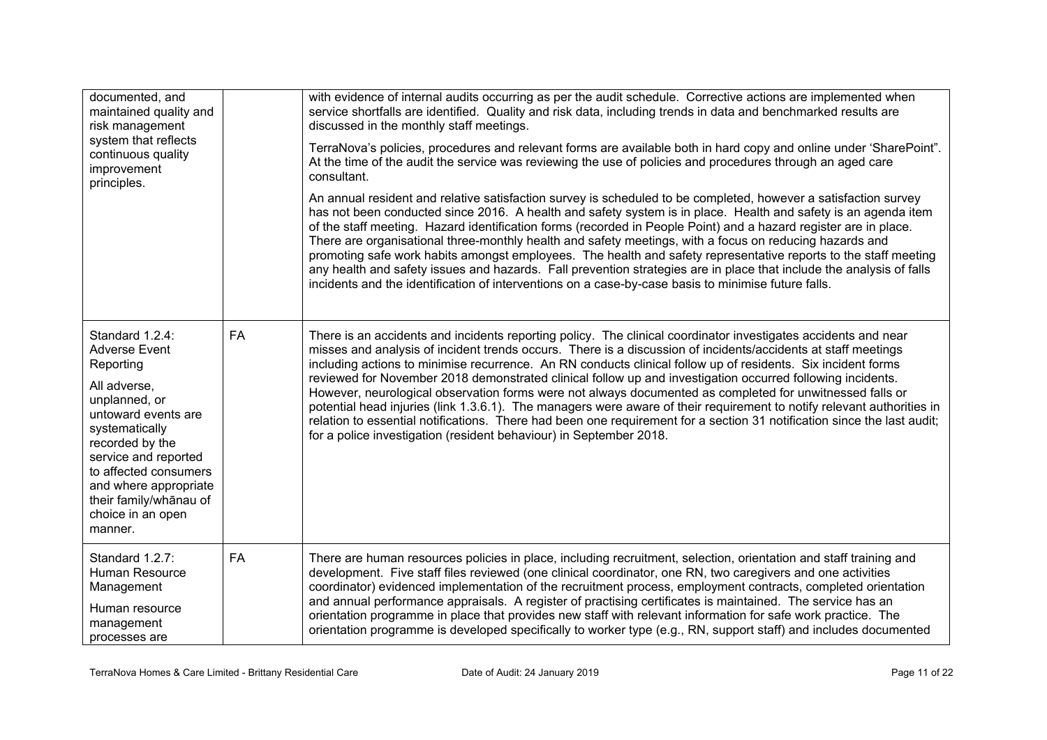| | | |
|---|---|---|
| documented, and maintained quality and risk management system that reflects continuous quality improvement principles. | | with evidence of internal audits occurring as per the audit schedule. Corrective actions are implemented when service shortfalls are identified. Quality and risk data, including trends in data and benchmarked results are discussed in the monthly staff meetings.<br><br>TerraNova's policies, procedures and relevant forms are available both in hard copy and online under 'SharePoint". At the time of the audit the service was reviewing the use of policies and procedures through an aged care consultant.<br><br>An annual resident and relative satisfaction survey is scheduled to be completed, however a satisfaction survey has not been conducted since 2016. A health and safety system is in place. Health and safety is an agenda item of the staff meeting. Hazard identification forms (recorded in People Point) and a hazard register are in place. There are organisational three-monthly health and safety meetings, with a focus on reducing hazards and promoting safe work habits amongst employees. The health and safety representative reports to the staff meeting any health and safety issues and hazards. Fall prevention strategies are in place that include the analysis of falls incidents and the identification of interventions on a case-by-case basis to minimise future falls. |
| Standard 1.2.4: Adverse Event Reporting<br><br>All adverse, unplanned, or untoward events are systematically recorded by the service and reported to affected consumers and where appropriate their family/whānau of choice in an open manner. | FA | There is an accidents and incidents reporting policy. The clinical coordinator investigates accidents and near misses and analysis of incident trends occurs. There is a discussion of incidents/accidents at staff meetings including actions to minimise recurrence. An RN conducts clinical follow up of residents. Six incident forms reviewed for November 2018 demonstrated clinical follow up and investigation occurred following incidents. However, neurological observation forms were not always documented as completed for unwitnessed falls or potential head injuries (link 1.3.6.1). The managers were aware of their requirement to notify relevant authorities in relation to essential notifications. There had been one requirement for a section 31 notification since the last audit; for a police investigation (resident behaviour) in September 2018. |
| Standard 1.2.7: Human Resource Management<br><br>Human resource management processes are | FA | There are human resources policies in place, including recruitment, selection, orientation and staff training and development. Five staff files reviewed (one clinical coordinator, one RN, two caregivers and one activities coordinator) evidenced implementation of the recruitment process, employment contracts, completed orientation and annual performance appraisals. A register of practising certificates is maintained. The service has an orientation programme in place that provides new staff with relevant information for safe work practice. The orientation programme is developed specifically to worker type (e.g., RN, support staff) and includes documented |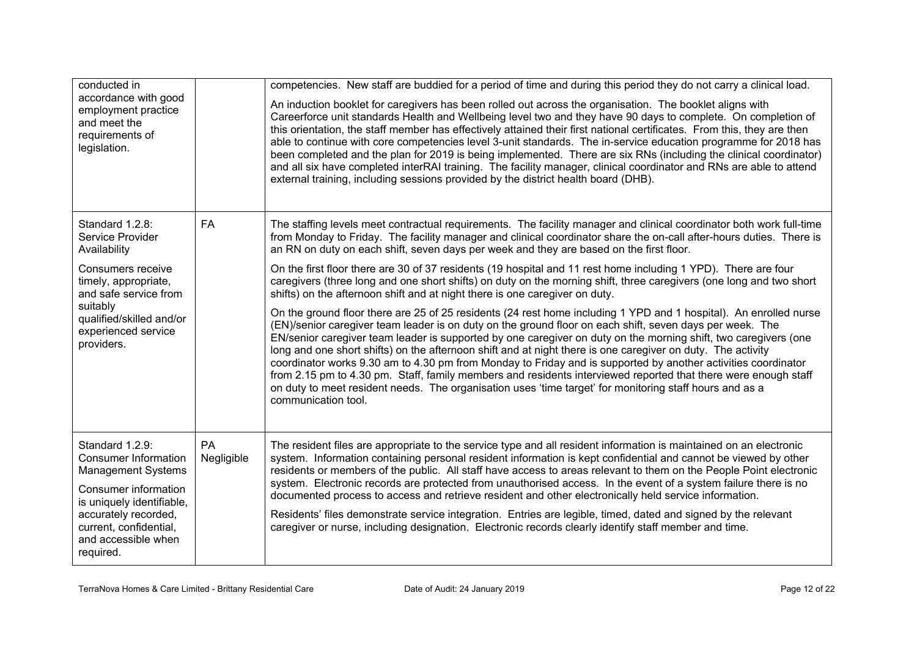| | | |
|---|---|---|
| conducted in accordance with good employment practice and meet the requirements of legislation. | | competencies. New staff are buddied for a period of time and during this period they do not carry a clinical load.<br><br>An induction booklet for caregivers has been rolled out across the organisation. The booklet aligns with Careerforce unit standards Health and Wellbeing level two and they have 90 days to complete. On completion of this orientation, the staff member has effectively attained their first national certificates. From this, they are then able to continue with core competencies level 3-unit standards. The in-service education programme for 2018 has been completed and the plan for 2019 is being implemented. There are six RNs (including the clinical coordinator) and all six have completed interRAI training. The facility manager, clinical coordinator and RNs are able to attend external training, including sessions provided by the district health board (DHB). |
| Standard 1.2.8: Service Provider Availability<br><br>Consumers receive timely, appropriate, and safe service from suitably qualified/skilled and/or experienced service providers. | FA | The staffing levels meet contractual requirements. The facility manager and clinical coordinator both work full-time from Monday to Friday. The facility manager and clinical coordinator share the on-call after-hours duties. There is an RN on duty on each shift, seven days per week and they are based on the first floor.<br><br>On the first floor there are 30 of 37 residents (19 hospital and 11 rest home including 1 YPD). There are four caregivers (three long and one short shifts) on duty on the morning shift, three caregivers (one long and two short shifts) on the afternoon shift and at night there is one caregiver on duty.<br><br>On the ground floor there are 25 of 25 residents (24 rest home including 1 YPD and 1 hospital). An enrolled nurse (EN)/senior caregiver team leader is on duty on the ground floor on each shift, seven days per week. The EN/senior caregiver team leader is supported by one caregiver on duty on the morning shift, two caregivers (one long and one short shifts) on the afternoon shift and at night there is one caregiver on duty. The activity coordinator works 9.30 am to 4.30 pm from Monday to Friday and is supported by another activities coordinator from 2.15 pm to 4.30 pm. Staff, family members and residents interviewed reported that there were enough staff on duty to meet resident needs. The organisation uses 'time target' for monitoring staff hours and as a communication tool. |
| Standard 1.2.9: Consumer Information Management Systems<br><br>Consumer information is uniquely identifiable, accurately recorded, current, confidential, and accessible when required. | PA Negligible | The resident files are appropriate to the service type and all resident information is maintained on an electronic system. Information containing personal resident information is kept confidential and cannot be viewed by other residents or members of the public. All staff have access to areas relevant to them on the People Point electronic system. Electronic records are protected from unauthorised access. In the event of a system failure there is no documented process to access and retrieve resident and other electronically held service information.<br><br>Residents' files demonstrate service integration. Entries are legible, timed, dated and signed by the relevant caregiver or nurse, including designation. Electronic records clearly identify staff member and time. |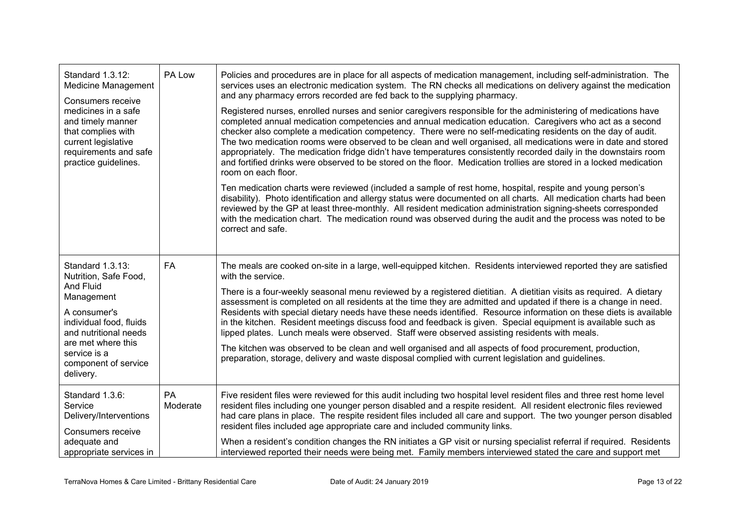| | | |
|---|---|---|
| Standard 1.3.12: Medicine Management<br><br>Consumers receive medicines in a safe and timely manner that complies with current legislative requirements and safe practice guidelines. | PA Low | Policies and procedures are in place for all aspects of medication management, including self-administration. The services uses an electronic medication system. The RN checks all medications on delivery against the medication and any pharmacy errors recorded are fed back to the supplying pharmacy.<br><br>Registered nurses, enrolled nurses and senior caregivers responsible for the administering of medications have completed annual medication competencies and annual medication education. Caregivers who act as a second checker also complete a medication competency. There were no self-medicating residents on the day of audit. The two medication rooms were observed to be clean and well organised, all medications were in date and stored appropriately. The medication fridge didn't have temperatures consistently recorded daily in the downstairs room and fortified drinks were observed to be stored on the floor. Medication trollies are stored in a locked medication room on each floor.<br><br>Ten medication charts were reviewed (included a sample of rest home, hospital, respite and young person's disability). Photo identification and allergy status were documented on all charts. All medication charts had been reviewed by the GP at least three-monthly. All resident medication administration signing-sheets corresponded with the medication chart. The medication round was observed during the audit and the process was noted to be correct and safe. |
| Standard 1.3.13: Nutrition, Safe Food, And Fluid Management<br><br>A consumer's individual food, fluids and nutritional needs are met where this service is a component of service delivery. | FA | The meals are cooked on-site in a large, well-equipped kitchen. Residents interviewed reported they are satisfied with the service.<br><br>There is a four-weekly seasonal menu reviewed by a registered dietitian. A dietitian visits as required. A dietary assessment is completed on all residents at the time they are admitted and updated if there is a change in need. Residents with special dietary needs have these needs identified. Resource information on these diets is available in the kitchen. Resident meetings discuss food and feedback is given. Special equipment is available such as lipped plates. Lunch meals were observed. Staff were observed assisting residents with meals.<br><br>The kitchen was observed to be clean and well organised and all aspects of food procurement, production, preparation, storage, delivery and waste disposal complied with current legislation and guidelines. |
| Standard 1.3.6: Service Delivery/Interventions<br><br>Consumers receive adequate and appropriate services in | PA Moderate | Five resident files were reviewed for this audit including two hospital level resident files and three rest home level resident files including one younger person disabled and a respite resident. All resident electronic files reviewed had care plans in place. The respite resident files included all care and support. The two younger person disabled resident files included age appropriate care and included community links.<br><br>When a resident's condition changes the RN initiates a GP visit or nursing specialist referral if required. Residents interviewed reported their needs were being met. Family members interviewed stated the care and support met |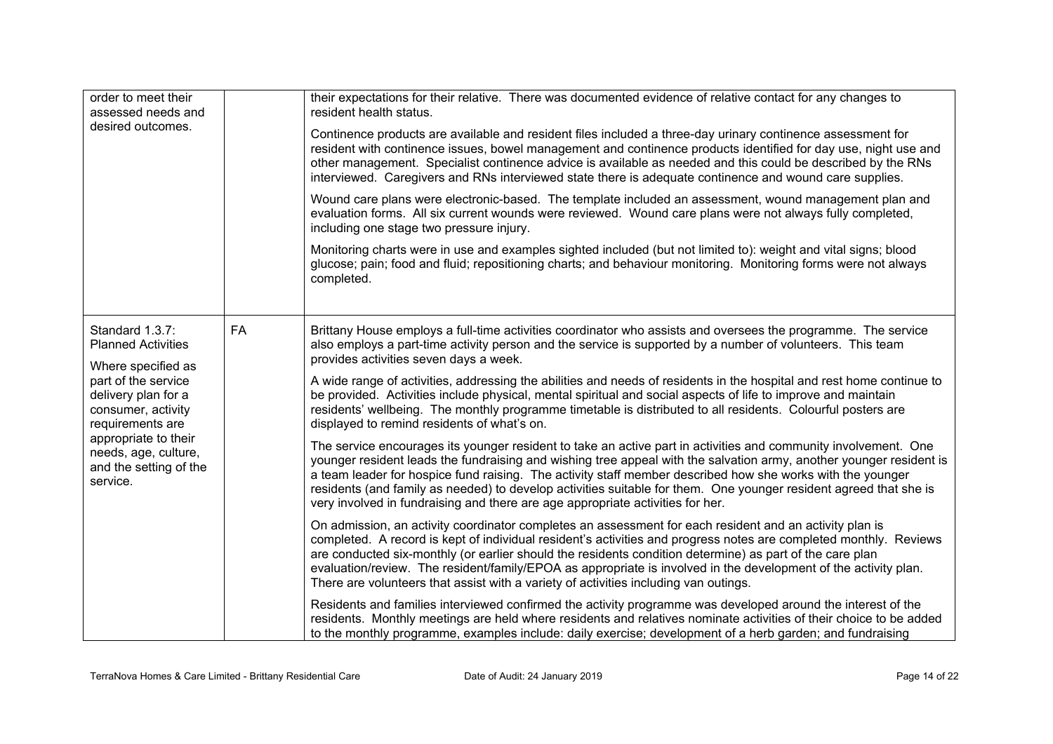| | | |
|---|---|---|
| order to meet their assessed needs and desired outcomes. | | their expectations for their relative. There was documented evidence of relative contact for any changes to resident health status.<br><br>Continence products are available and resident files included a three-day urinary continence assessment for resident with continence issues, bowel management and continence products identified for day use, night use and other management. Specialist continence advice is available as needed and this could be described by the RNs interviewed. Caregivers and RNs interviewed state there is adequate continence and wound care supplies.<br><br>Wound care plans were electronic-based. The template included an assessment, wound management plan and evaluation forms. All six current wounds were reviewed. Wound care plans were not always fully completed, including one stage two pressure injury.<br><br>Monitoring charts were in use and examples sighted included (but not limited to): weight and vital signs; blood glucose; pain; food and fluid; repositioning charts; and behaviour monitoring. Monitoring forms were not always completed. |
| Standard 1.3.7: Planned Activities<br><br>Where specified as part of the service delivery plan for a consumer, activity requirements are appropriate to their needs, age, culture, and the setting of the service. | FA | Brittany House employs a full-time activities coordinator who assists and oversees the programme. The service also employs a part-time activity person and the service is supported by a number of volunteers. This team provides activities seven days a week.<br><br>A wide range of activities, addressing the abilities and needs of residents in the hospital and rest home continue to be provided. Activities include physical, mental spiritual and social aspects of life to improve and maintain residents' wellbeing. The monthly programme timetable is distributed to all residents. Colourful posters are displayed to remind residents of what's on.<br><br>The service encourages its younger resident to take an active part in activities and community involvement. One younger resident leads the fundraising and wishing tree appeal with the salvation army, another younger resident is a team leader for hospice fund raising. The activity staff member described how she works with the younger residents (and family as needed) to develop activities suitable for them. One younger resident agreed that she is very involved in fundraising and there are age appropriate activities for her.<br><br>On admission, an activity coordinator completes an assessment for each resident and an activity plan is completed. A record is kept of individual resident's activities and progress notes are completed monthly. Reviews are conducted six-monthly (or earlier should the residents condition determine) as part of the care plan evaluation/review. The resident/family/EPOA as appropriate is involved in the development of the activity plan. There are volunteers that assist with a variety of activities including van outings.<br><br>Residents and families interviewed confirmed the activity programme was developed around the interest of the residents. Monthly meetings are held where residents and relatives nominate activities of their choice to be added to the monthly programme, examples include: daily exercise; development of a herb garden; and fundraising |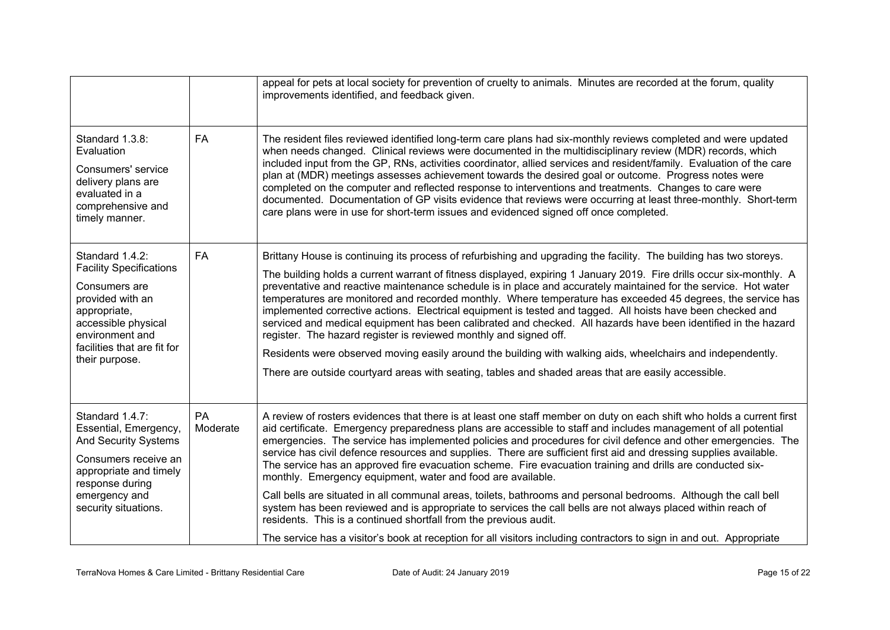| | | |
|---|---|---|
| | | appeal for pets at local society for prevention of cruelty to animals. Minutes are recorded at the forum, quality improvements identified, and feedback given. |
| Standard 1.3.8: Evaluation<br><br>Consumers' service delivery plans are evaluated in a comprehensive and timely manner. | FA | The resident files reviewed identified long-term care plans had six-monthly reviews completed and were updated when needs changed. Clinical reviews were documented in the multidisciplinary review (MDR) records, which included input from the GP, RNs, activities coordinator, allied services and resident/family. Evaluation of the care plan at (MDR) meetings assesses achievement towards the desired goal or outcome. Progress notes were completed on the computer and reflected response to interventions and treatments. Changes to care were documented. Documentation of GP visits evidence that reviews were occurring at least three-monthly. Short-term care plans were in use for short-term issues and evidenced signed off once completed. |
| Standard 1.4.2: Facility Specifications<br><br>Consumers are provided with an appropriate, accessible physical environment and facilities that are fit for their purpose. | FA | Brittany House is continuing its process of refurbishing and upgrading the facility. The building has two storeys.<br><br>The building holds a current warrant of fitness displayed, expiring 1 January 2019. Fire drills occur six-monthly. A preventative and reactive maintenance schedule is in place and accurately maintained for the service. Hot water temperatures are monitored and recorded monthly. Where temperature has exceeded 45 degrees, the service has implemented corrective actions. Electrical equipment is tested and tagged. All hoists have been checked and serviced and medical equipment has been calibrated and checked. All hazards have been identified in the hazard register. The hazard register is reviewed monthly and signed off.<br><br>Residents were observed moving easily around the building with walking aids, wheelchairs and independently.<br><br>There are outside courtyard areas with seating, tables and shaded areas that are easily accessible. |
| Standard 1.4.7: Essential, Emergency, And Security Systems<br><br>Consumers receive an appropriate and timely response during emergency and security situations. | PA Moderate | A review of rosters evidences that there is at least one staff member on duty on each shift who holds a current first aid certificate. Emergency preparedness plans are accessible to staff and includes management of all potential emergencies. The service has implemented policies and procedures for civil defence and other emergencies. The service has civil defence resources and supplies. There are sufficient first aid and dressing supplies available. The service has an approved fire evacuation scheme. Fire evacuation training and drills are conducted six-monthly. Emergency equipment, water and food are available.<br><br>Call bells are situated in all communal areas, toilets, bathrooms and personal bedrooms. Although the call bell system has been reviewed and is appropriate to services the call bells are not always placed within reach of residents. This is a continued shortfall from the previous audit.<br><br>The service has a visitor's book at reception for all visitors including contractors to sign in and out. Appropriate |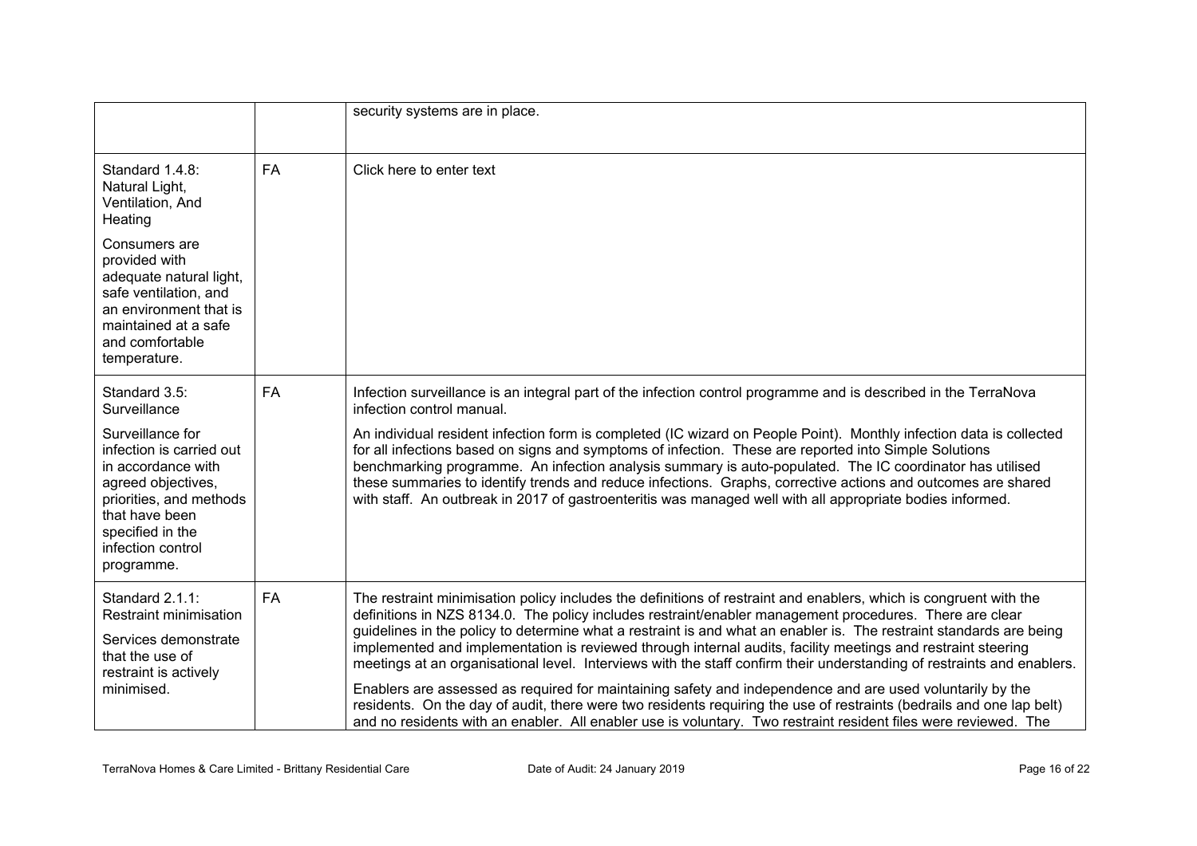|  |  |  |
|---|---|---|
|  |  | security systems are in place. |
| Standard 1.4.8: Natural Light, Ventilation, And Heating<br><br>Consumers are provided with adequate natural light, safe ventilation, and an environment that is maintained at a safe and comfortable temperature. | FA | Click here to enter text |
| Standard 3.5: Surveillance<br><br>Surveillance for infection is carried out in accordance with agreed objectives, priorities, and methods that have been specified in the infection control programme. | FA | Infection surveillance is an integral part of the infection control programme and is described in the TerraNova infection control manual.<br><br>An individual resident infection form is completed (IC wizard on People Point). Monthly infection data is collected for all infections based on signs and symptoms of infection. These are reported into Simple Solutions benchmarking programme. An infection analysis summary is auto-populated. The IC coordinator has utilised these summaries to identify trends and reduce infections. Graphs, corrective actions and outcomes are shared with staff. An outbreak in 2017 of gastroenteritis was managed well with all appropriate bodies informed. |
| Standard 2.1.1: Restraint minimisation<br><br>Services demonstrate that the use of restraint is actively minimised. | FA | The restraint minimisation policy includes the definitions of restraint and enablers, which is congruent with the definitions in NZS 8134.0. The policy includes restraint/enabler management procedures. There are clear guidelines in the policy to determine what a restraint is and what an enabler is. The restraint standards are being implemented and implementation is reviewed through internal audits, facility meetings and restraint steering meetings at an organisational level. Interviews with the staff confirm their understanding of restraints and enablers.<br><br>Enablers are assessed as required for maintaining safety and independence and are used voluntarily by the residents. On the day of audit, there were two residents requiring the use of restraints (bedrails and one lap belt) and no residents with an enabler. All enabler use is voluntary. Two restraint resident files were reviewed. The |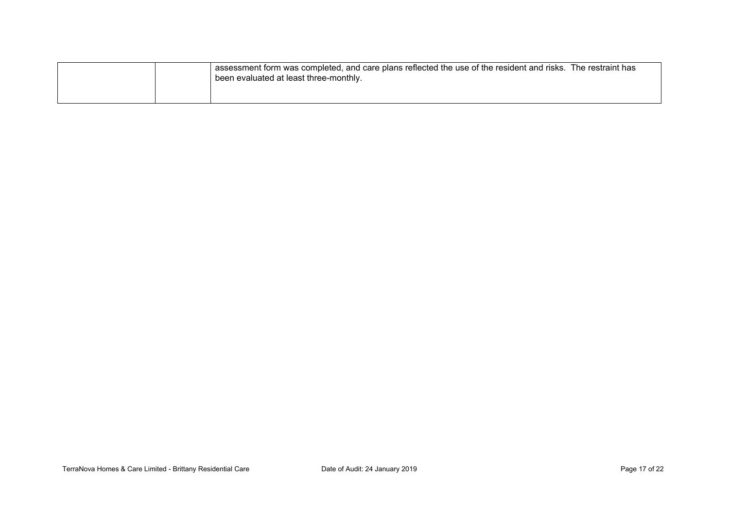|  |  |  |
|---|---|---|
|  |  | assessment form was completed, and care plans reflected the use of the resident and risks.  The restraint has been evaluated at least three-monthly. |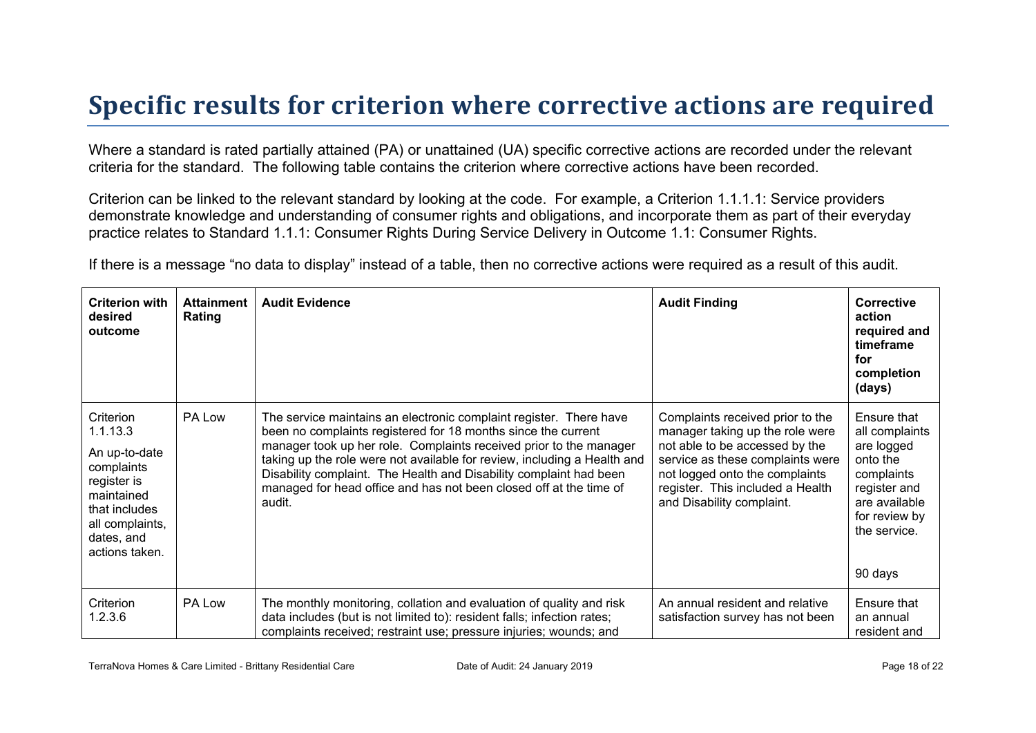# Specific results for criterion where corrective actions are required

Where a standard is rated partially attained (PA) or unattained (UA) specific corrective actions are recorded under the relevant criteria for the standard. The following table contains the criterion where corrective actions have been recorded.

Criterion can be linked to the relevant standard by looking at the code. For example, a Criterion 1.1.1.1: Service providers demonstrate knowledge and understanding of consumer rights and obligations, and incorporate them as part of their everyday practice relates to Standard 1.1.1: Consumer Rights During Service Delivery in Outcome 1.1: Consumer Rights.

If there is a message "no data to display" instead of a table, then no corrective actions were required as a result of this audit.

| Criterion with desired outcome | Attainment Rating | Audit Evidence | Audit Finding | Corrective action required and timeframe for completion (days) |
|---|---|---|---|---|
| Criterion 1.1.13.3<br><br>An up-to-date complaints register is maintained that includes all complaints, dates, and actions taken. | PA Low | The service maintains an electronic complaint register. There have been no complaints registered for 18 months since the current manager took up her role. Complaints received prior to the manager taking up the role were not available for review, including a Health and Disability complaint. The Health and Disability complaint had been managed for head office and has not been closed off at the time of audit. | Complaints received prior to the manager taking up the role were not able to be accessed by the service as these complaints were not logged onto the complaints register. This included a Health and Disability complaint. | Ensure that all complaints are logged onto the complaints register and are available for review by the service.<br><br>90 days |
| Criterion 1.2.3.6 | PA Low | The monthly monitoring, collation and evaluation of quality and risk data includes (but is not limited to): resident falls; infection rates; complaints received; restraint use; pressure injuries; wounds; and | An annual resident and relative satisfaction survey has not been | Ensure that an annual resident and |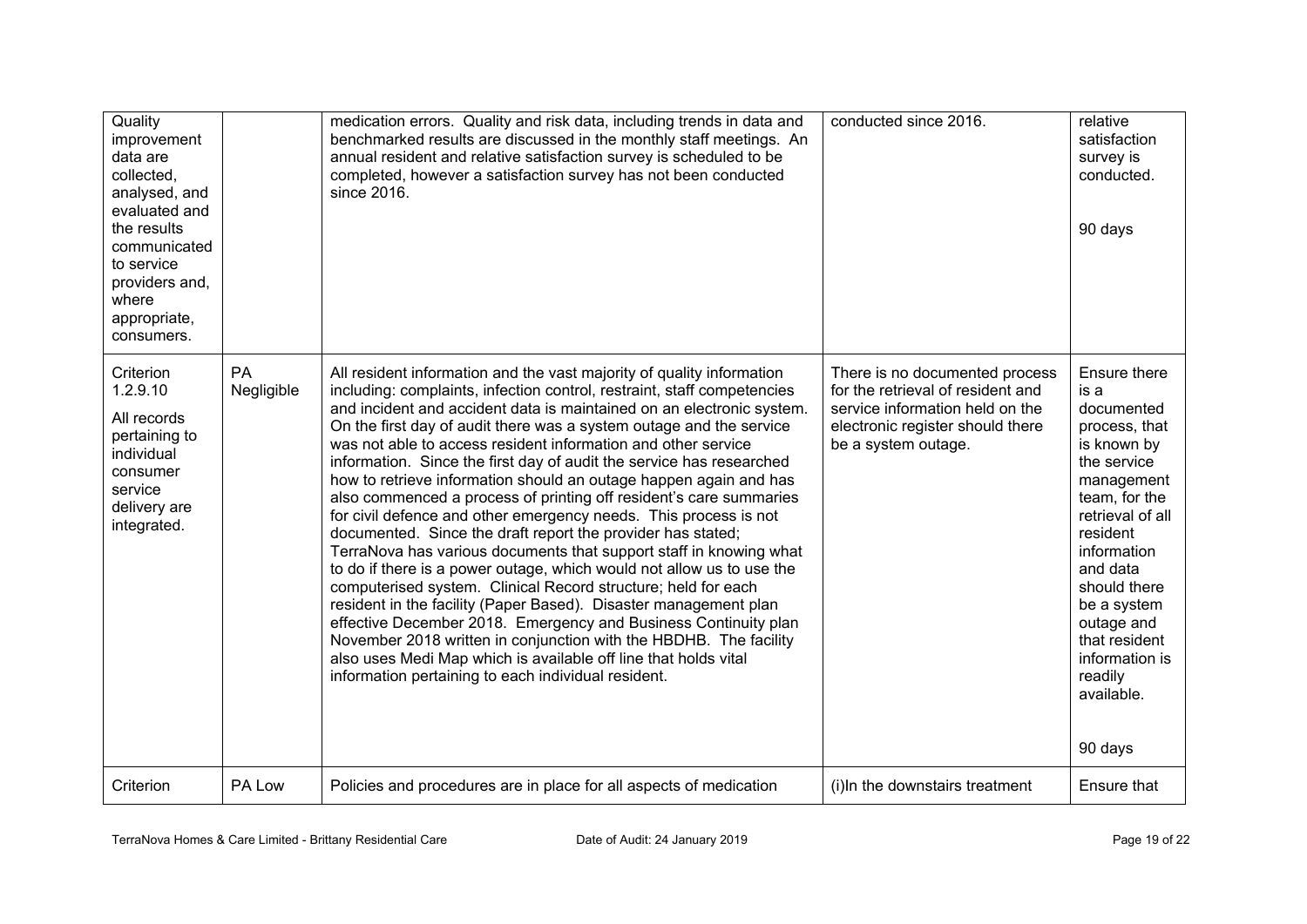| | | | | |
|---|---|---|---|---|
| Quality improvement data are collected, analysed, and evaluated and the results communicated to service providers and, where appropriate, consumers. | | medication errors. Quality and risk data, including trends in data and benchmarked results are discussed in the monthly staff meetings. An annual resident and relative satisfaction survey is scheduled to be completed, however a satisfaction survey has not been conducted since 2016. | conducted since 2016. | relative satisfaction survey is conducted.<br><br>90 days |
| Criterion 1.2.9.10<br><br>All records pertaining to individual consumer service delivery are integrated. | PA Negligible | All resident information and the vast majority of quality information including: complaints, infection control, restraint, staff competencies and incident and accident data is maintained on an electronic system. On the first day of audit there was a system outage and the service was not able to access resident information and other service information. Since the first day of audit the service has researched how to retrieve information should an outage happen again and has also commenced a process of printing off resident's care summaries for civil defence and other emergency needs. This process is not documented. Since the draft report the provider has stated; TerraNova has various documents that support staff in knowing what to do if there is a power outage, which would not allow us to use the computerised system. Clinical Record structure; held for each resident in the facility (Paper Based). Disaster management plan effective December 2018. Emergency and Business Continuity plan November 2018 written in conjunction with the HBDHB. The facility also uses Medi Map which is available off line that holds vital information pertaining to each individual resident. | There is no documented process for the retrieval of resident and service information held on the electronic register should there be a system outage. | Ensure there is a documented process, that is known by the service management team, for the retrieval of all resident information and data should there be a system outage and that resident information is readily available.<br><br>90 days |
| Criterion | PA Low | Policies and procedures are in place for all aspects of medication | (i)In the downstairs treatment | Ensure that |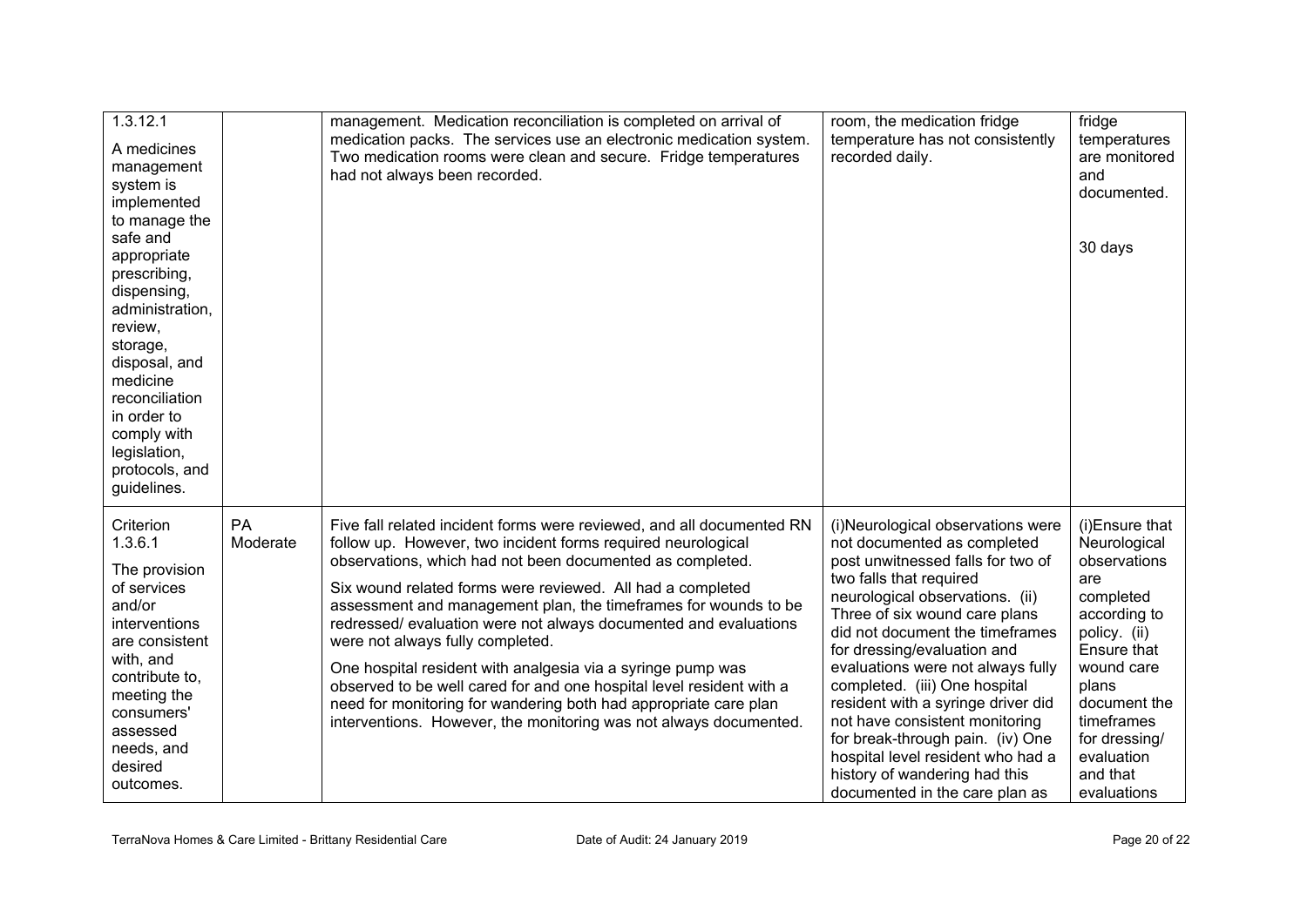| | | | | |
|---|---|---|---|---|
| 1.3.12.1<br>A medicines management system is implemented to manage the safe and appropriate prescribing, dispensing, administration, review, storage, disposal, and medicine reconciliation in order to comply with legislation, protocols, and guidelines. | | management. Medication reconciliation is completed on arrival of medication packs. The services use an electronic medication system. Two medication rooms were clean and secure. Fridge temperatures had not always been recorded. | room, the medication fridge temperature has not consistently recorded daily. | fridge temperatures are monitored and documented.<br><br>30 days |
| Criterion 1.3.6.1<br>The provision of services and/or interventions are consistent with, and contribute to, meeting the consumers' assessed needs, and desired outcomes. | PA Moderate | Five fall related incident forms were reviewed, and all documented RN follow up. However, two incident forms required neurological observations, which had not been documented as completed.<br>Six wound related forms were reviewed. All had a completed assessment and management plan, the timeframes for wounds to be redressed/ evaluation were not always documented and evaluations were not always fully completed.<br>One hospital resident with analgesia via a syringe pump was observed to be well cared for and one hospital level resident with a need for monitoring for wandering both had appropriate care plan interventions. However, the monitoring was not always documented. | (i)Neurological observations were not documented as completed post unwitnessed falls for two of two falls that required neurological observations. (ii) Three of six wound care plans did not document the timeframes for dressing/evaluation and evaluations were not always fully completed. (iii) One hospital resident with a syringe driver did not have consistent monitoring for break-through pain. (iv) One hospital level resident who had a history of wandering had this documented in the care plan as | (i)Ensure that Neurological observations are completed according to policy. (ii) Ensure that wound care plans document the timeframes for dressing/ evaluation and that evaluations |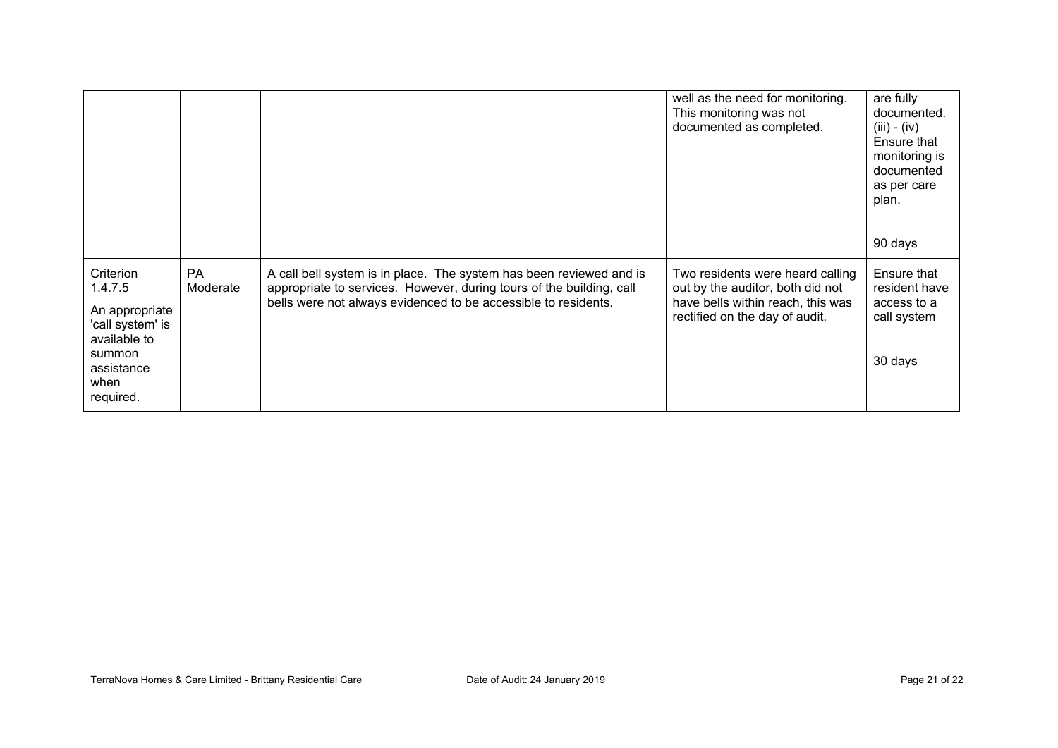|  |  |  | well as the need for monitoring. This monitoring was not documented as completed. | are fully documented. (iii) - (iv) Ensure that monitoring is documented as per care plan.<br><br>90 days |
|---|---|---|---|---|
| Criterion 1.4.7.5<br><br>An appropriate 'call system' is available to summon assistance when required. | PA Moderate | A call bell system is in place. The system has been reviewed and is appropriate to services. However, during tours of the building, call bells were not always evidenced to be accessible to residents. | Two residents were heard calling out by the auditor, both did not have bells within reach, this was rectified on the day of audit. | Ensure that resident have access to a call system<br><br>30 days |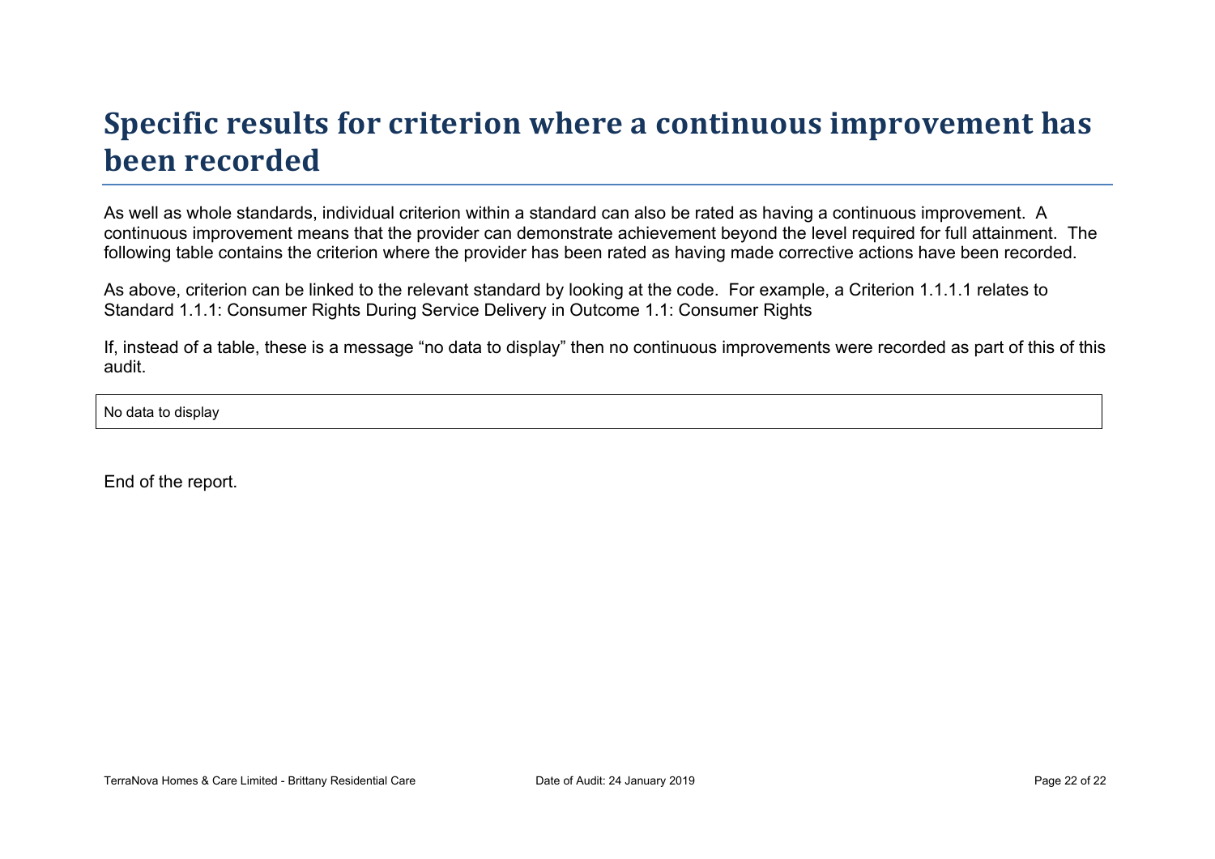# Specific results for criterion where a continuous improvement has been recorded

As well as whole standards, individual criterion within a standard can also be rated as having a continuous improvement. A continuous improvement means that the provider can demonstrate achievement beyond the level required for full attainment. The following table contains the criterion where the provider has been rated as having made corrective actions have been recorded.

As above, criterion can be linked to the relevant standard by looking at the code. For example, a Criterion 1.1.1.1 relates to Standard 1.1.1: Consumer Rights During Service Delivery in Outcome 1.1: Consumer Rights

If, instead of a table, these is a message “no data to display” then no continuous improvements were recorded as part of this of this audit.

| |
|---|
| No data to display |

End of the report.